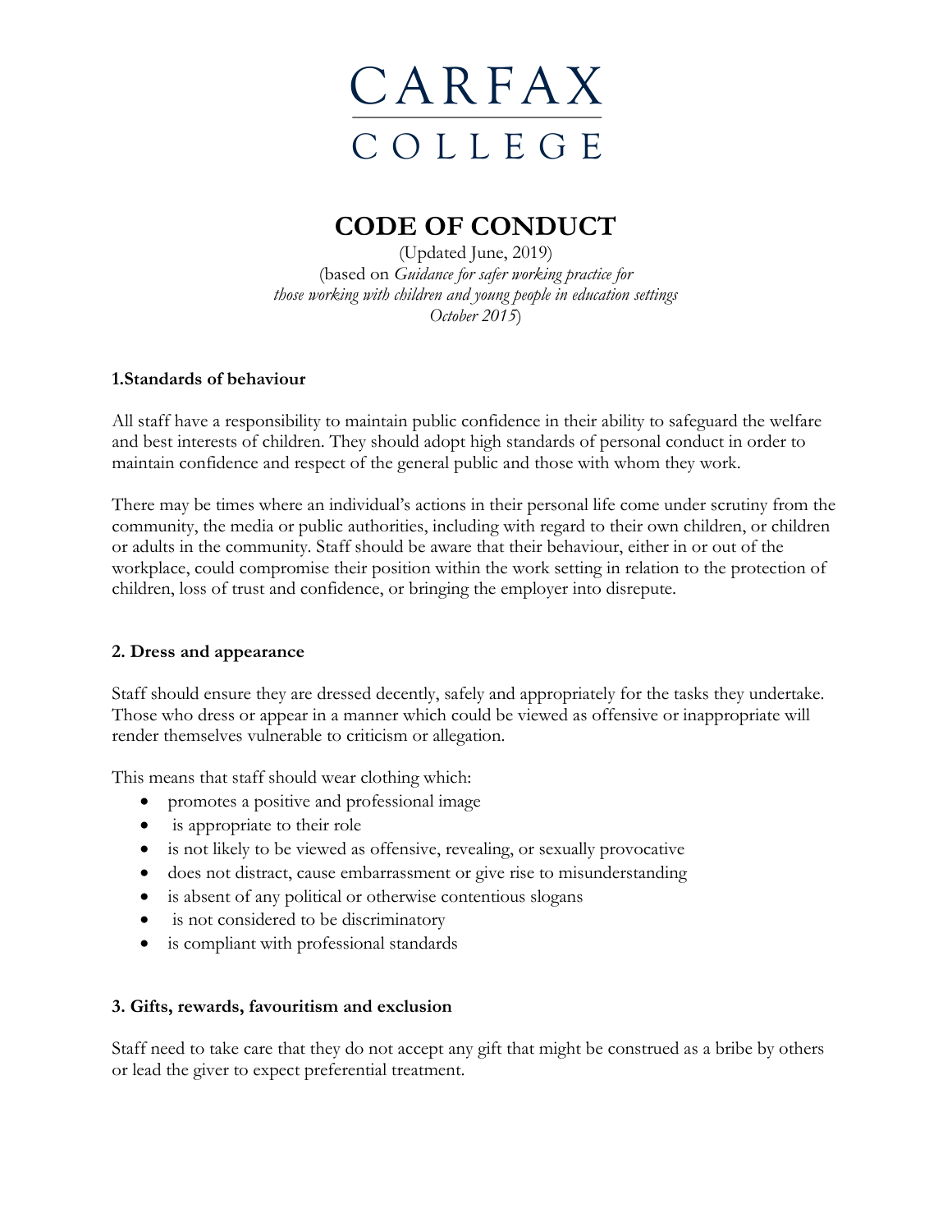# CARFAX COLLEGE

# CODE OF CONDUCT

(Updated June, 2019)
(based on *Guidance for safer working practice for those working with children and young people in education settings October 2015*)

## 1.Standards of behaviour

All staff have a responsibility to maintain public confidence in their ability to safeguard the welfare and best interests of children. They should adopt high standards of personal conduct in order to maintain confidence and respect of the general public and those with whom they work.

There may be times where an individual's actions in their personal life come under scrutiny from the community, the media or public authorities, including with regard to their own children, or children or adults in the community. Staff should be aware that their behaviour, either in or out of the workplace, could compromise their position within the work setting in relation to the protection of children, loss of trust and confidence, or bringing the employer into disrepute.

## 2. Dress and appearance

Staff should ensure they are dressed decently, safely and appropriately for the tasks they undertake. Those who dress or appear in a manner which could be viewed as offensive or inappropriate will render themselves vulnerable to criticism or allegation.

This means that staff should wear clothing which:

- promotes a positive and professional image
- is appropriate to their role
- is not likely to be viewed as offensive, revealing, or sexually provocative
- does not distract, cause embarrassment or give rise to misunderstanding
- is absent of any political or otherwise contentious slogans
- is not considered to be discriminatory
- is compliant with professional standards

## 3. Gifts, rewards, favouritism and exclusion

Staff need to take care that they do not accept any gift that might be construed as a bribe by others or lead the giver to expect preferential treatment.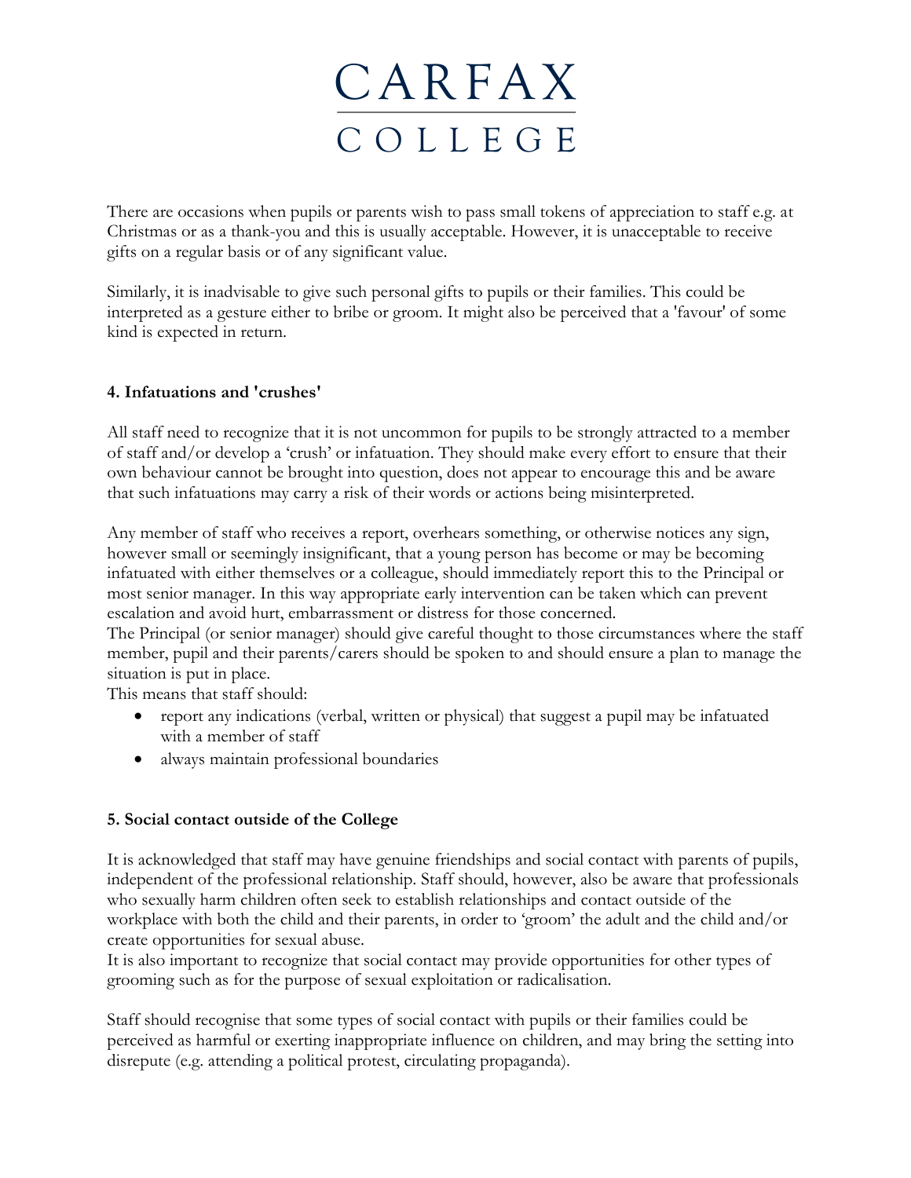There are occasions when pupils or parents wish to pass small tokens of appreciation to staff e.g. at Christmas or as a thank-you and this is usually acceptable. However, it is unacceptable to receive gifts on a regular basis or of any significant value.

Similarly, it is inadvisable to give such personal gifts to pupils or their families. This could be interpreted as a gesture either to bribe or groom. It might also be perceived that a 'favour' of some kind is expected in return.

**4. Infatuations and 'crushes'**

All staff need to recognize that it is not uncommon for pupils to be strongly attracted to a member of staff and/or develop a 'crush' or infatuation. They should make every effort to ensure that their own behaviour cannot be brought into question, does not appear to encourage this and be aware that such infatuations may carry a risk of their words or actions being misinterpreted.

Any member of staff who receives a report, overhears something, or otherwise notices any sign, however small or seemingly insignificant, that a young person has become or may be becoming infatuated with either themselves or a colleague, should immediately report this to the Principal or most senior manager. In this way appropriate early intervention can be taken which can prevent escalation and avoid hurt, embarrassment or distress for those concerned.
The Principal (or senior manager) should give careful thought to those circumstances where the staff member, pupil and their parents/carers should be spoken to and should ensure a plan to manage the situation is put in place.
This means that staff should:

- report any indications (verbal, written or physical) that suggest a pupil may be infatuated with a member of staff
- always maintain professional boundaries

**5. Social contact outside of the College**

It is acknowledged that staff may have genuine friendships and social contact with parents of pupils, independent of the professional relationship. Staff should, however, also be aware that professionals who sexually harm children often seek to establish relationships and contact outside of the workplace with both the child and their parents, in order to 'groom' the adult and the child and/or create opportunities for sexual abuse.
It is also important to recognize that social contact may provide opportunities for other types of grooming such as for the purpose of sexual exploitation or radicalisation.

Staff should recognise that some types of social contact with pupils or their families could be perceived as harmful or exerting inappropriate influence on children, and may bring the setting into disrepute (e.g. attending a political protest, circulating propaganda).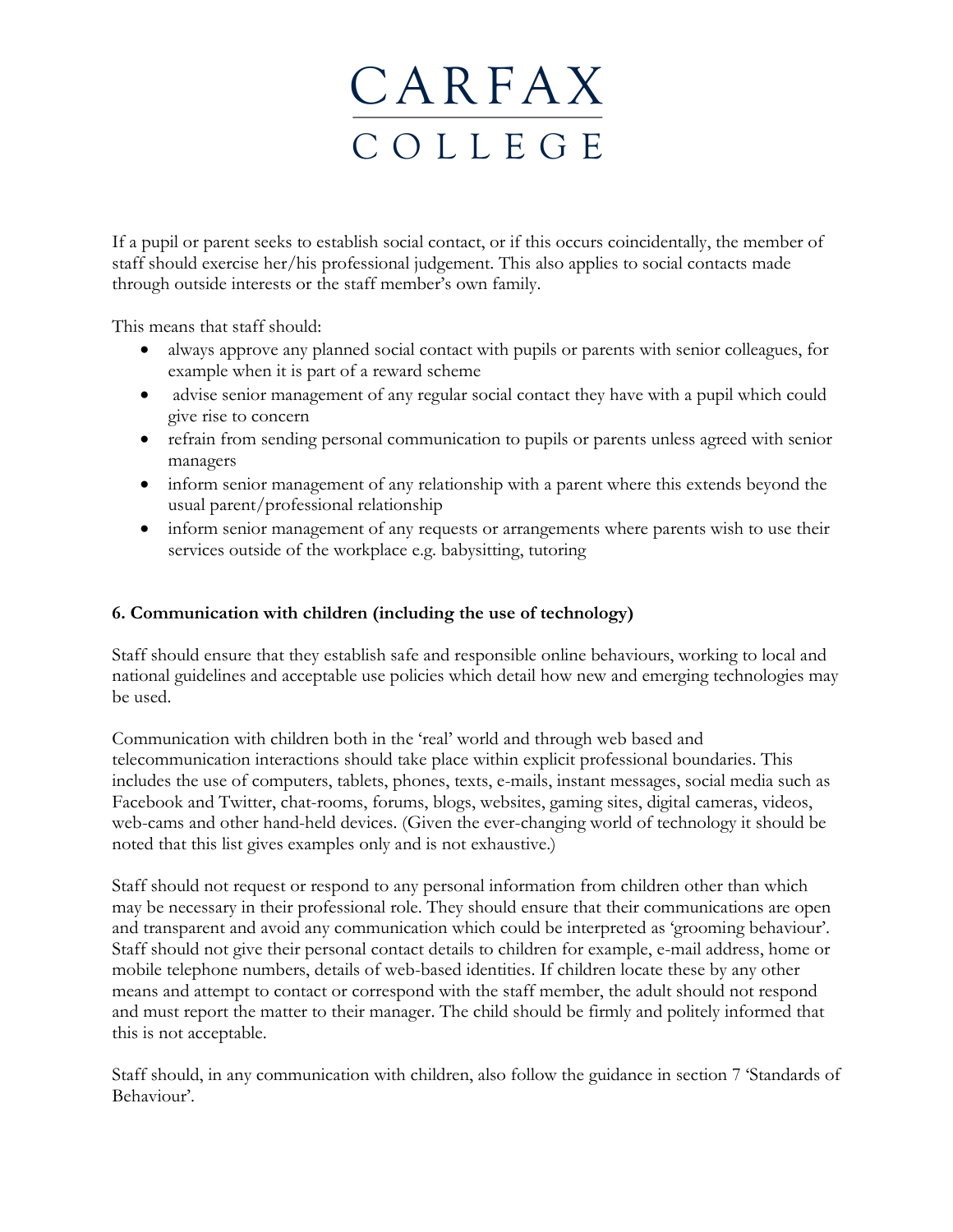If a pupil or parent seeks to establish social contact, or if this occurs coincidentally, the member of staff should exercise her/his professional judgement. This also applies to social contacts made through outside interests or the staff member's own family.

This means that staff should:

- always approve any planned social contact with pupils or parents with senior colleagues, for example when it is part of a reward scheme
- advise senior management of any regular social contact they have with a pupil which could give rise to concern
- refrain from sending personal communication to pupils or parents unless agreed with senior managers
- inform senior management of any relationship with a parent where this extends beyond the usual parent/professional relationship
- inform senior management of any requests or arrangements where parents wish to use their services outside of the workplace e.g. babysitting, tutoring

## 6. Communication with children (including the use of technology)

Staff should ensure that they establish safe and responsible online behaviours, working to local and national guidelines and acceptable use policies which detail how new and emerging technologies may be used.

Communication with children both in the 'real' world and through web based and telecommunication interactions should take place within explicit professional boundaries. This includes the use of computers, tablets, phones, texts, e-mails, instant messages, social media such as Facebook and Twitter, chat-rooms, forums, blogs, websites, gaming sites, digital cameras, videos, web-cams and other hand-held devices. (Given the ever-changing world of technology it should be noted that this list gives examples only and is not exhaustive.)

Staff should not request or respond to any personal information from children other than which may be necessary in their professional role. They should ensure that their communications are open and transparent and avoid any communication which could be interpreted as 'grooming behaviour'. Staff should not give their personal contact details to children for example, e-mail address, home or mobile telephone numbers, details of web-based identities. If children locate these by any other means and attempt to contact or correspond with the staff member, the adult should not respond and must report the matter to their manager. The child should be firmly and politely informed that this is not acceptable.

Staff should, in any communication with children, also follow the guidance in section 7 'Standards of Behaviour'.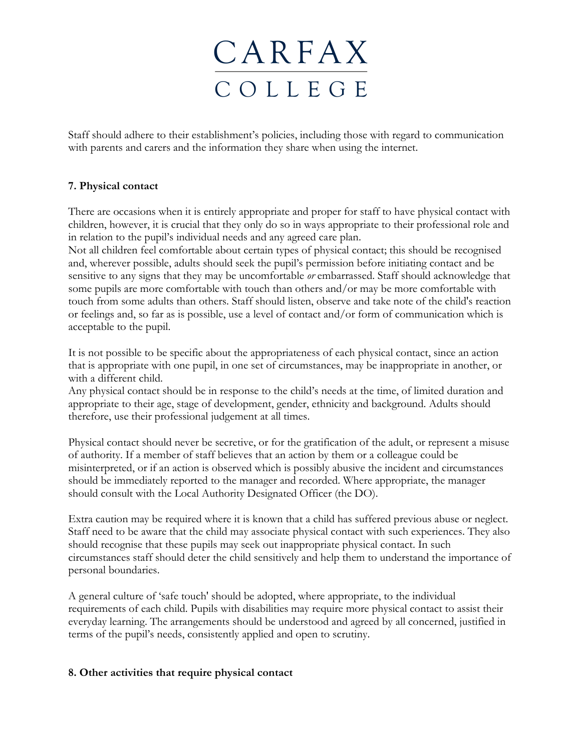Staff should adhere to their establishment's policies, including those with regard to communication with parents and carers and the information they share when using the internet.

**7. Physical contact**

There are occasions when it is entirely appropriate and proper for staff to have physical contact with children, however, it is crucial that they only do so in ways appropriate to their professional role and in relation to the pupil's individual needs and any agreed care plan.
Not all children feel comfortable about certain types of physical contact; this should be recognised and, wherever possible, adults should seek the pupil's permission before initiating contact and be sensitive to any signs that they may be uncomfortable *or* embarrassed. Staff should acknowledge that some pupils are more comfortable with touch than others and/or may be more comfortable with touch from some adults than others. Staff should listen, observe and take note of the child's reaction or feelings and, so far as is possible, use a level of contact and/or form of communication which is acceptable to the pupil.

It is not possible to be specific about the appropriateness of each physical contact, since an action that is appropriate with one pupil, in one set of circumstances, may be inappropriate in another, or with a different child.
Any physical contact should be in response to the child's needs at the time, of limited duration and appropriate to their age, stage of development, gender, ethnicity and background. Adults should therefore, use their professional judgement at all times.

Physical contact should never be secretive, or for the gratification of the adult, or represent a misuse of authority. If a member of staff believes that an action by them or a colleague could be misinterpreted, or if an action is observed which is possibly abusive the incident and circumstances should be immediately reported to the manager and recorded. Where appropriate, the manager should consult with the Local Authority Designated Officer (the DO).

Extra caution may be required where it is known that a child has suffered previous abuse or neglect. Staff need to be aware that the child may associate physical contact with such experiences. They also should recognise that these pupils may seek out inappropriate physical contact. In such circumstances staff should deter the child sensitively and help them to understand the importance of personal boundaries.

A general culture of 'safe touch' should be adopted, where appropriate, to the individual requirements of each child. Pupils with disabilities may require more physical contact to assist their everyday learning. The arrangements should be understood and agreed by all concerned, justified in terms of the pupil's needs, consistently applied and open to scrutiny.

**8. Other activities that require physical contact**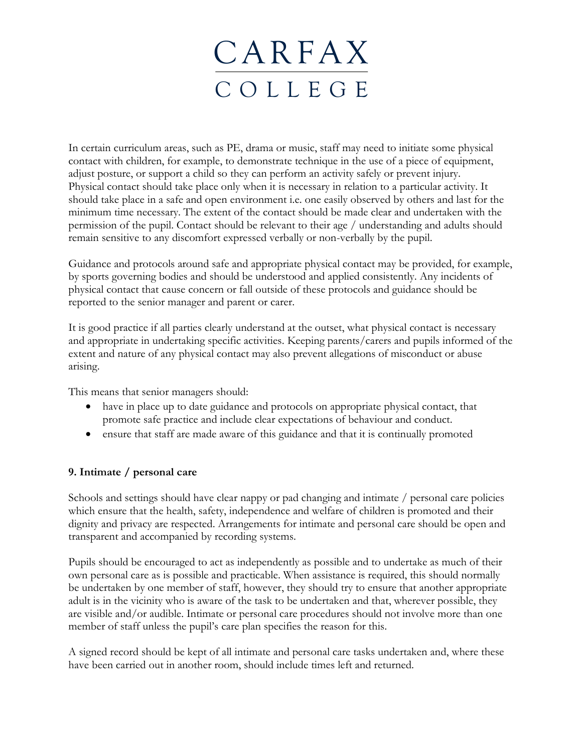In certain curriculum areas, such as PE, drama or music, staff may need to initiate some physical contact with children, for example, to demonstrate technique in the use of a piece of equipment, adjust posture, or support a child so they can perform an activity safely or prevent injury. Physical contact should take place only when it is necessary in relation to a particular activity. It should take place in a safe and open environment i.e. one easily observed by others and last for the minimum time necessary. The extent of the contact should be made clear and undertaken with the permission of the pupil. Contact should be relevant to their age / understanding and adults should remain sensitive to any discomfort expressed verbally or non-verbally by the pupil.

Guidance and protocols around safe and appropriate physical contact may be provided, for example, by sports governing bodies and should be understood and applied consistently. Any incidents of physical contact that cause concern or fall outside of these protocols and guidance should be reported to the senior manager and parent or carer.

It is good practice if all parties clearly understand at the outset, what physical contact is necessary and appropriate in undertaking specific activities. Keeping parents/carers and pupils informed of the extent and nature of any physical contact may also prevent allegations of misconduct or abuse arising.

This means that senior managers should:

- have in place up to date guidance and protocols on appropriate physical contact, that promote safe practice and include clear expectations of behaviour and conduct.
- ensure that staff are made aware of this guidance and that it is continually promoted

## 9. Intimate / personal care

Schools and settings should have clear nappy or pad changing and intimate / personal care policies which ensure that the health, safety, independence and welfare of children is promoted and their dignity and privacy are respected. Arrangements for intimate and personal care should be open and transparent and accompanied by recording systems.

Pupils should be encouraged to act as independently as possible and to undertake as much of their own personal care as is possible and practicable. When assistance is required, this should normally be undertaken by one member of staff, however, they should try to ensure that another appropriate adult is in the vicinity who is aware of the task to be undertaken and that, wherever possible, they are visible and/or audible. Intimate or personal care procedures should not involve more than one member of staff unless the pupil's care plan specifies the reason for this.

A signed record should be kept of all intimate and personal care tasks undertaken and, where these have been carried out in another room, should include times left and returned.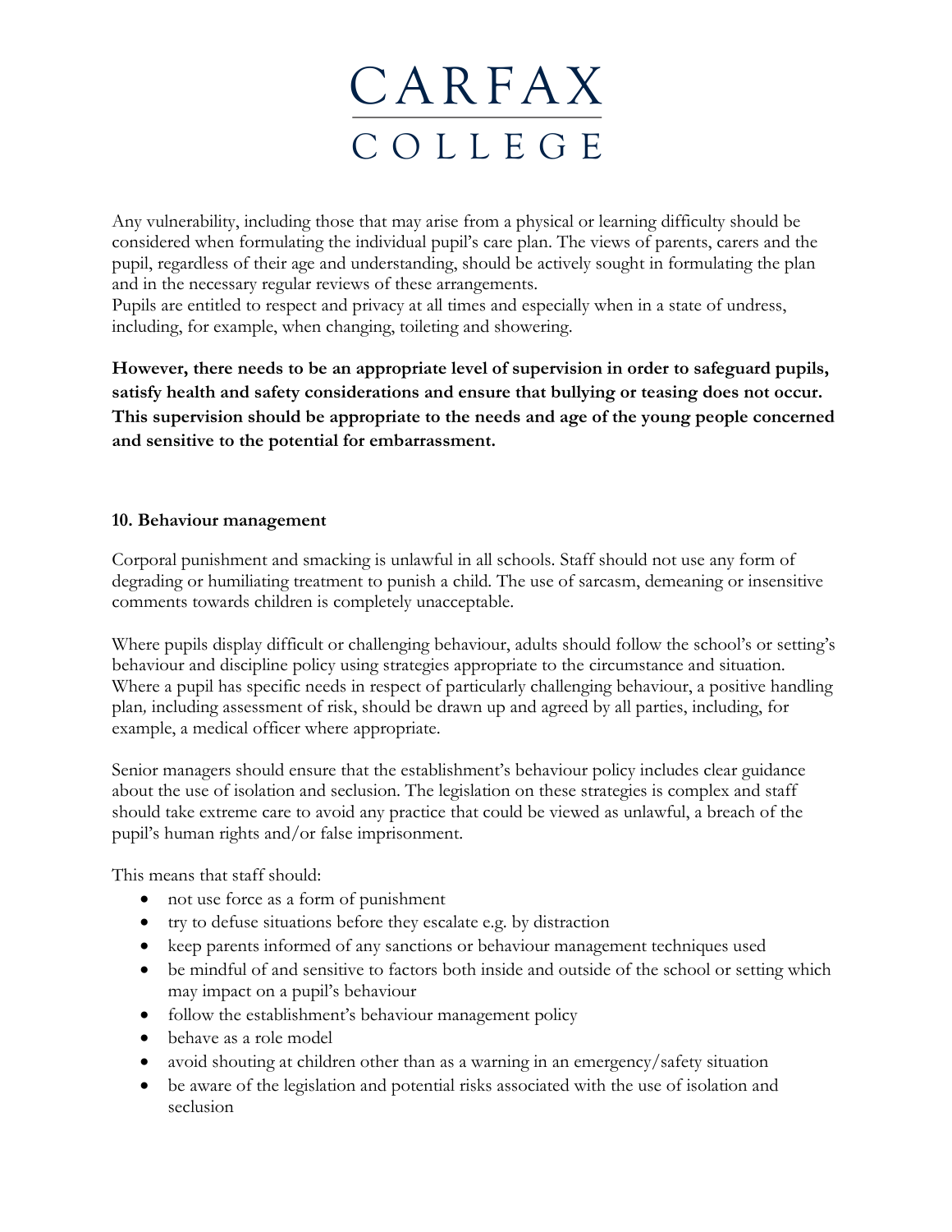Any vulnerability, including those that may arise from a physical or learning difficulty should be considered when formulating the individual pupil's care plan. The views of parents, carers and the pupil, regardless of their age and understanding, should be actively sought in formulating the plan and in the necessary regular reviews of these arrangements.
Pupils are entitled to respect and privacy at all times and especially when in a state of undress, including, for example, when changing, toileting and showering.

**However, there needs to be an appropriate level of supervision in order to safeguard pupils, satisfy health and safety considerations and ensure that bullying or teasing does not occur. This supervision should be appropriate to the needs and age of the young people concerned and sensitive to the potential for embarrassment.**

## 10. Behaviour management

Corporal punishment and smacking is unlawful in all schools. Staff should not use any form of degrading or humiliating treatment to punish a child. The use of sarcasm, demeaning or insensitive comments towards children is completely unacceptable.

Where pupils display difficult or challenging behaviour, adults should follow the school's or setting's behaviour and discipline policy using strategies appropriate to the circumstance and situation. Where a pupil has specific needs in respect of particularly challenging behaviour, a positive handling plan*,* including assessment of risk, should be drawn up and agreed by all parties, including, for example, a medical officer where appropriate.

Senior managers should ensure that the establishment's behaviour policy includes clear guidance about the use of isolation and seclusion. The legislation on these strategies is complex and staff should take extreme care to avoid any practice that could be viewed as unlawful, a breach of the pupil's human rights and/or false imprisonment.

This means that staff should:

- not use force as a form of punishment
- try to defuse situations before they escalate e.g. by distraction
- keep parents informed of any sanctions or behaviour management techniques used
- be mindful of and sensitive to factors both inside and outside of the school or setting which may impact on a pupil's behaviour
- follow the establishment's behaviour management policy
- behave as a role model
- avoid shouting at children other than as a warning in an emergency/safety situation
- be aware of the legislation and potential risks associated with the use of isolation and seclusion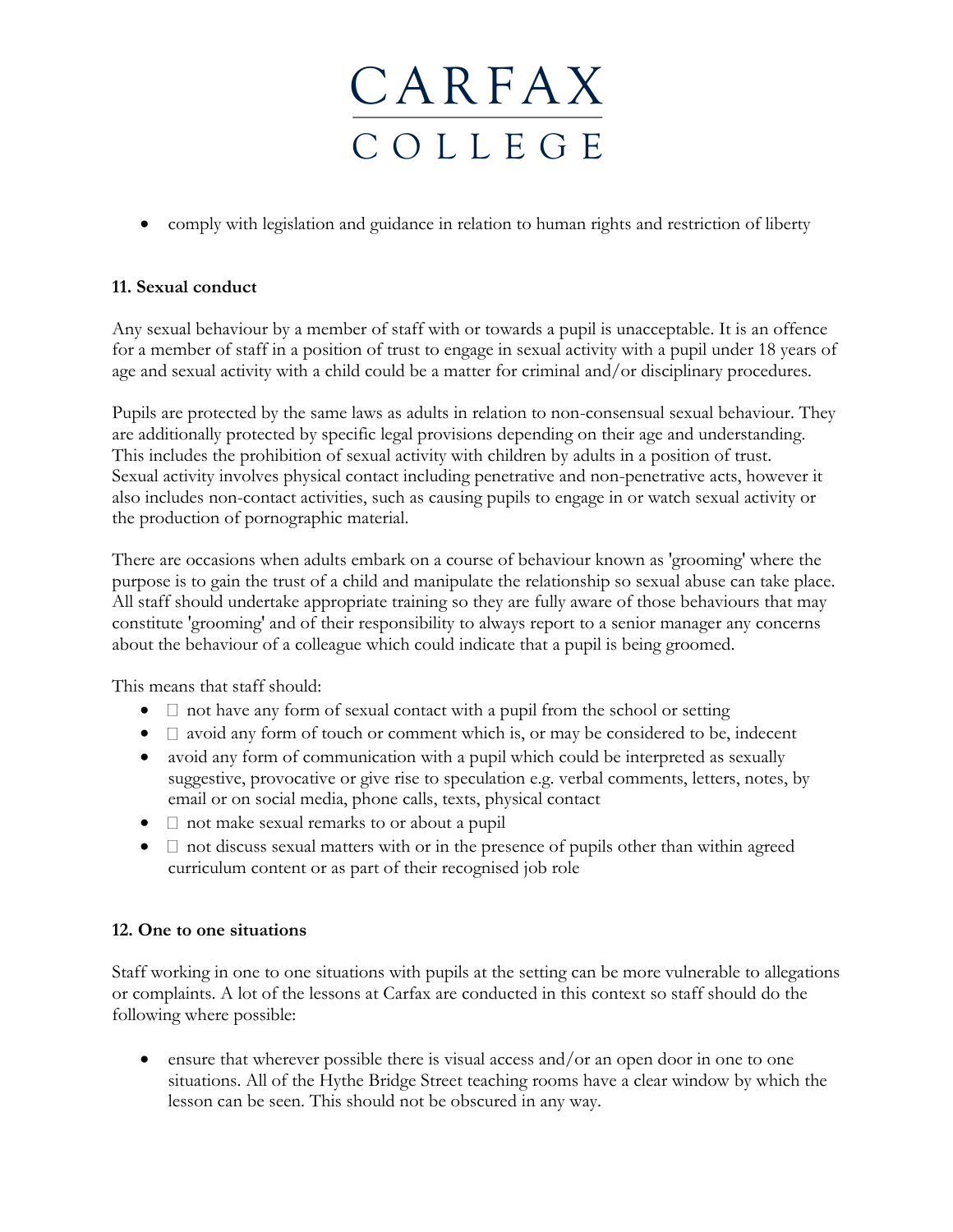- comply with legislation and guidance in relation to human rights and restriction of liberty

**11. Sexual conduct**

Any sexual behaviour by a member of staff with or towards a pupil is unacceptable. It is an offence for a member of staff in a position of trust to engage in sexual activity with a pupil under 18 years of age and sexual activity with a child could be a matter for criminal and/or disciplinary procedures.

Pupils are protected by the same laws as adults in relation to non-consensual sexual behaviour. They are additionally protected by specific legal provisions depending on their age and understanding. This includes the prohibition of sexual activity with children by adults in a position of trust. Sexual activity involves physical contact including penetrative and non-penetrative acts, however it also includes non-contact activities, such as causing pupils to engage in or watch sexual activity or the production of pornographic material.

There are occasions when adults embark on a course of behaviour known as 'grooming' where the purpose is to gain the trust of a child and manipulate the relationship so sexual abuse can take place. All staff should undertake appropriate training so they are fully aware of those behaviours that may constitute 'grooming' and of their responsibility to always report to a senior manager any concerns about the behaviour of a colleague which could indicate that a pupil is being groomed.

This means that staff should:

- not have any form of sexual contact with a pupil from the school or setting
- avoid any form of touch or comment which is, or may be considered to be, indecent
- avoid any form of communication with a pupil which could be interpreted as sexually suggestive, provocative or give rise to speculation e.g. verbal comments, letters, notes, by email or on social media, phone calls, texts, physical contact
- not make sexual remarks to or about a pupil
- not discuss sexual matters with or in the presence of pupils other than within agreed curriculum content or as part of their recognised job role

**12. One to one situations**

Staff working in one to one situations with pupils at the setting can be more vulnerable to allegations or complaints. A lot of the lessons at Carfax are conducted in this context so staff should do the following where possible:

- ensure that wherever possible there is visual access and/or an open door in one to one situations. All of the Hythe Bridge Street teaching rooms have a clear window by which the lesson can be seen. This should not be obscured in any way.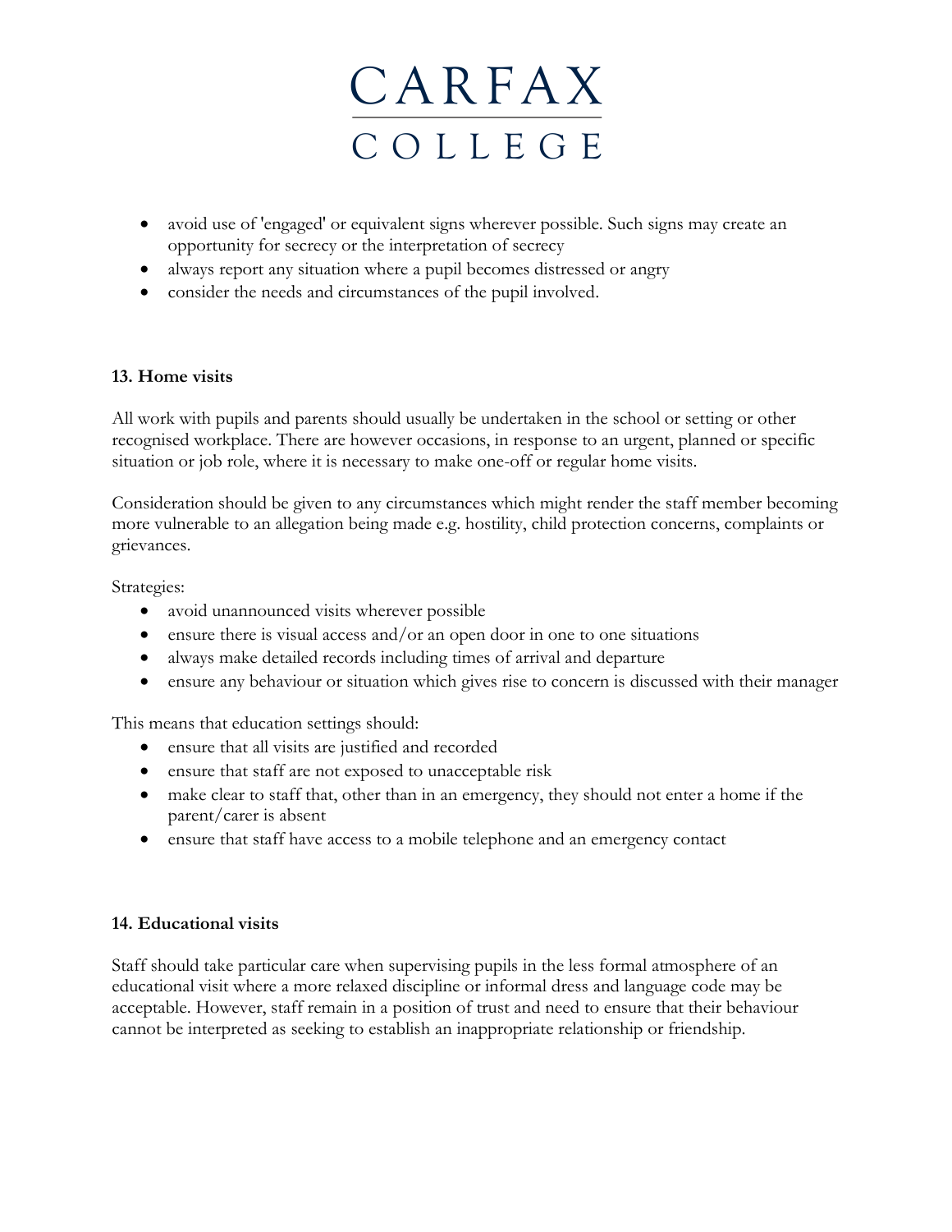- avoid use of 'engaged' or equivalent signs wherever possible. Such signs may create an opportunity for secrecy or the interpretation of secrecy
- always report any situation where a pupil becomes distressed or angry
- consider the needs and circumstances of the pupil involved.

**13. Home visits**

All work with pupils and parents should usually be undertaken in the school or setting or other recognised workplace. There are however occasions, in response to an urgent, planned or specific situation or job role, where it is necessary to make one-off or regular home visits.

Consideration should be given to any circumstances which might render the staff member becoming more vulnerable to an allegation being made e.g. hostility, child protection concerns, complaints or grievances.

Strategies:

- avoid unannounced visits wherever possible
- ensure there is visual access and/or an open door in one to one situations
- always make detailed records including times of arrival and departure
- ensure any behaviour or situation which gives rise to concern is discussed with their manager

This means that education settings should:

- ensure that all visits are justified and recorded
- ensure that staff are not exposed to unacceptable risk
- make clear to staff that, other than in an emergency, they should not enter a home if the parent/carer is absent
- ensure that staff have access to a mobile telephone and an emergency contact

**14. Educational visits**

Staff should take particular care when supervising pupils in the less formal atmosphere of an educational visit where a more relaxed discipline or informal dress and language code may be acceptable. However, staff remain in a position of trust and need to ensure that their behaviour cannot be interpreted as seeking to establish an inappropriate relationship or friendship.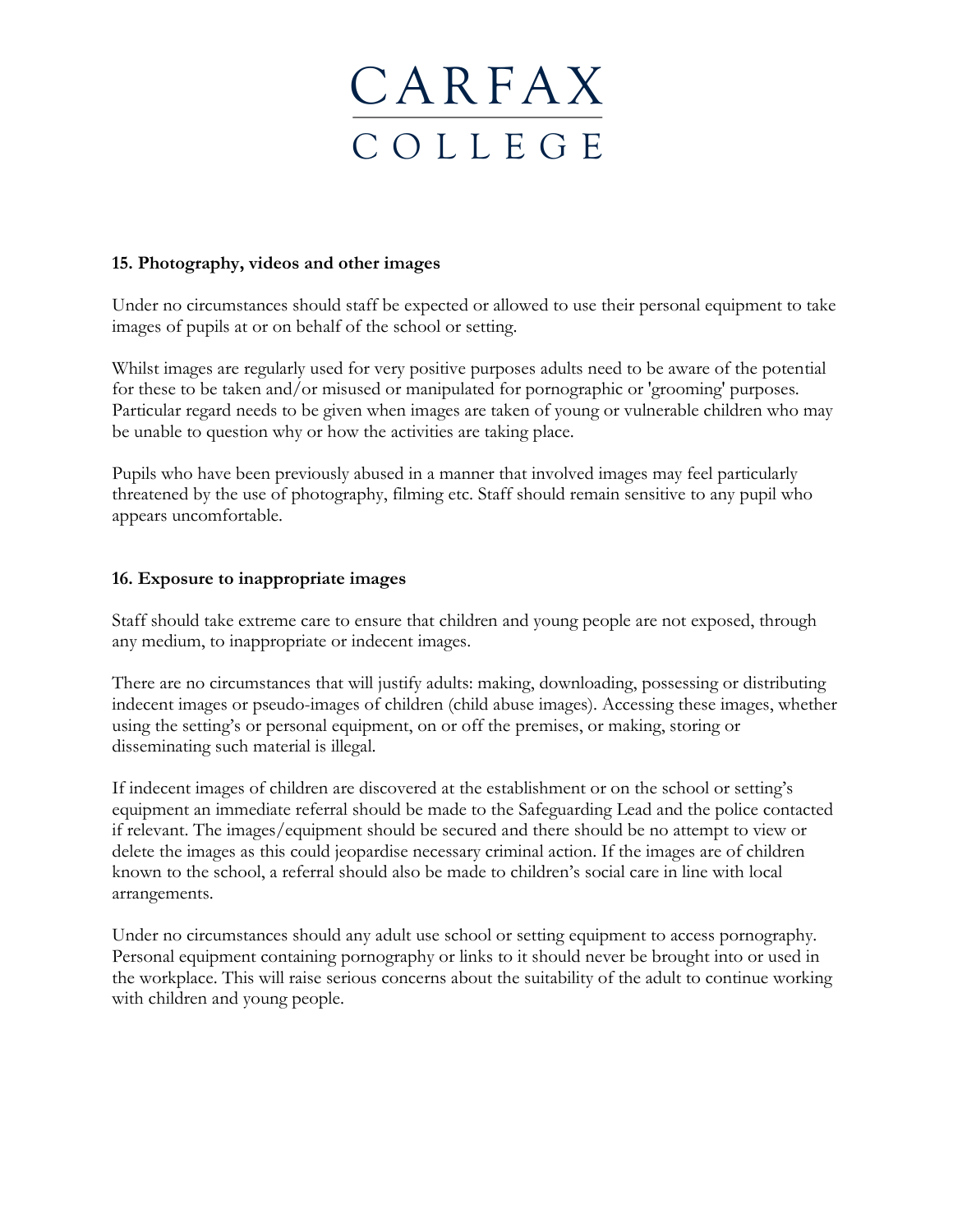# CARFAX COLLEGE

**15. Photography, videos and other images**

Under no circumstances should staff be expected or allowed to use their personal equipment to take images of pupils at or on behalf of the school or setting.

Whilst images are regularly used for very positive purposes adults need to be aware of the potential for these to be taken and/or misused or manipulated for pornographic or 'grooming' purposes. Particular regard needs to be given when images are taken of young or vulnerable children who may be unable to question why or how the activities are taking place.

Pupils who have been previously abused in a manner that involved images may feel particularly threatened by the use of photography, filming etc. Staff should remain sensitive to any pupil who appears uncomfortable.

**16. Exposure to inappropriate images**

Staff should take extreme care to ensure that children and young people are not exposed, through any medium, to inappropriate or indecent images.

There are no circumstances that will justify adults: making, downloading, possessing or distributing indecent images or pseudo-images of children (child abuse images). Accessing these images, whether using the setting's or personal equipment, on or off the premises, or making, storing or disseminating such material is illegal.

If indecent images of children are discovered at the establishment or on the school or setting's equipment an immediate referral should be made to the Safeguarding Lead and the police contacted if relevant. The images/equipment should be secured and there should be no attempt to view or delete the images as this could jeopardise necessary criminal action. If the images are of children known to the school, a referral should also be made to children's social care in line with local arrangements.

Under no circumstances should any adult use school or setting equipment to access pornography. Personal equipment containing pornography or links to it should never be brought into or used in the workplace. This will raise serious concerns about the suitability of the adult to continue working with children and young people.